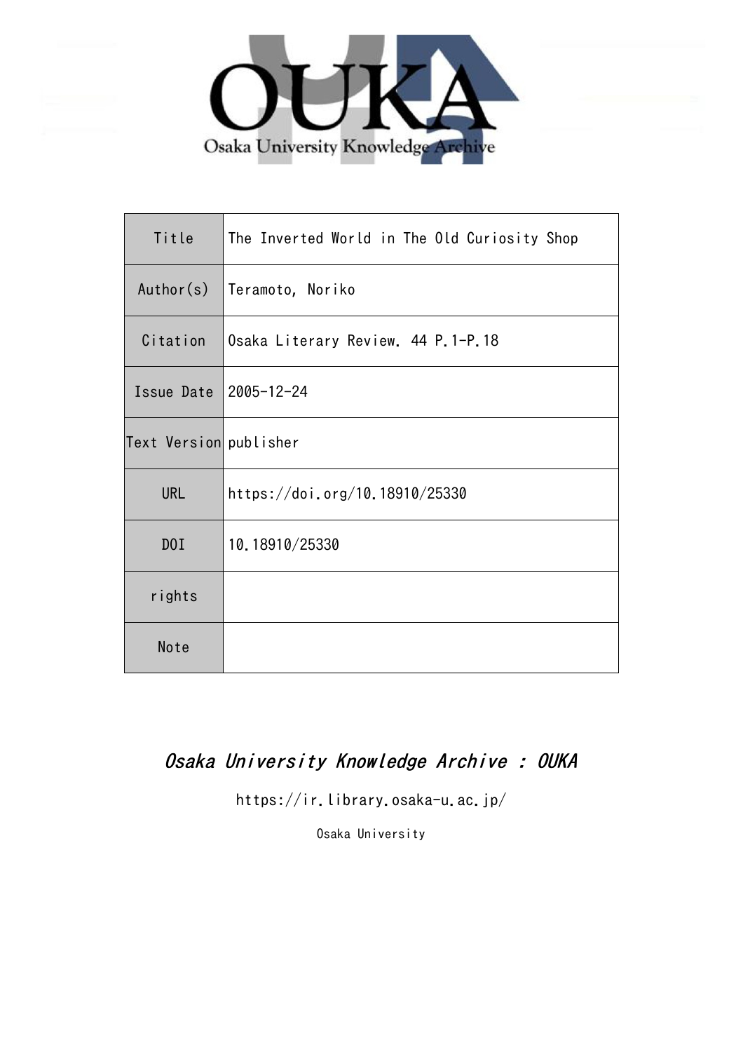OUKA

Osaka University Knowledge Archive

| Title | The Inverted World in The Old Curiosity Shop |
| --- | --- |
| Author(s) | Teramoto, Noriko |
| Citation | Osaka Literary Review. 44 P.1-P.18 |
| Issue Date | 2005-12-24 |
| Text Version | publisher |
| URL | https://doi.org/10.18910/25330 |
| DOI | 10.18910/25330 |
| rights | |
| Note | |

*Osaka University Knowledge Archive : OUKA*

https://ir.library.osaka-u.ac.jp/

Osaka University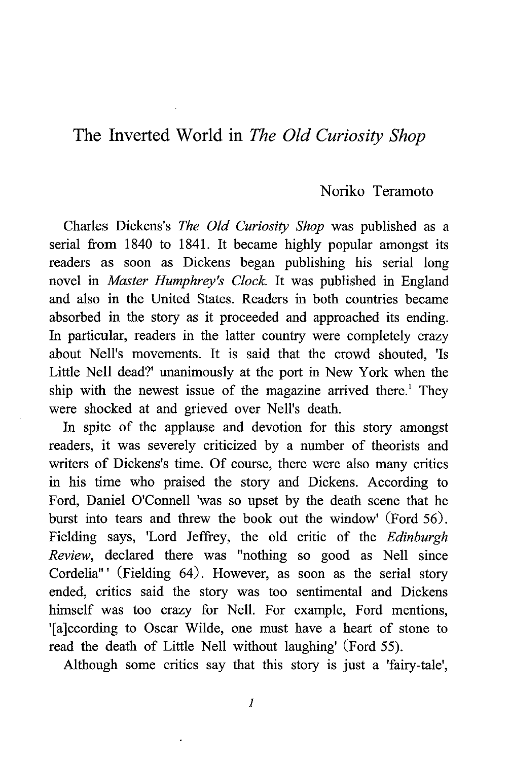# The Inverted World in *The Old Curiosity Shop*

Noriko Teramoto

Charles Dickens's *The Old Curiosity Shop* was published as a serial from 1840 to 1841. It became highly popular amongst its readers as soon as Dickens began publishing his serial long novel in *Master Humphrey's Clock.* It was published in England and also in the United States. Readers in both countries became absorbed in the story as it proceeded and approached its ending. In particular, readers in the latter country were completely crazy about Nell's movements. It is said that the crowd shouted, 'Is Little Nell dead?' unanimously at the port in New York when the ship with the newest issue of the magazine arrived there.[1] They were shocked at and grieved over Nell's death.

In spite of the applause and devotion for this story amongst readers, it was severely criticized by a number of theorists and writers of Dickens's time. Of course, there were also many critics in his time who praised the story and Dickens. According to Ford, Daniel O'Connell 'was so upset by the death scene that he burst into tears and threw the book out the window' (Ford 56). Fielding says, 'Lord Jeffrey, the old critic of the *Edinburgh Review*, declared there was "nothing so good as Nell since Cordelia"' (Fielding 64). However, as soon as the serial story ended, critics said the story was too sentimental and Dickens himself was too crazy for Nell. For example, Ford mentions, '[a]ccording to Oscar Wilde, one must have a heart of stone to read the death of Little Nell without laughing' (Ford 55).

Although some critics say that this story is just a 'fairy-tale',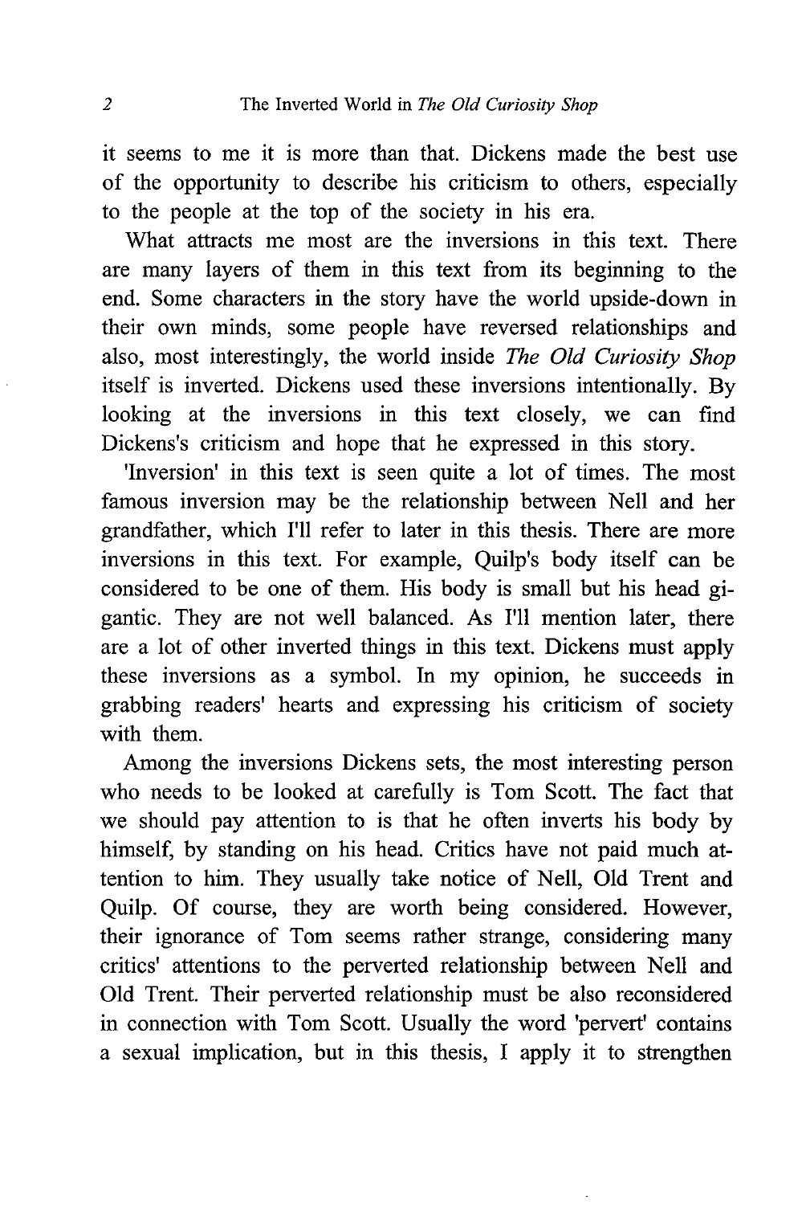it seems to me it is more than that. Dickens made the best use of the opportunity to describe his criticism to others, especially to the people at the top of the society in his era.

What attracts me most are the inversions in this text. There are many layers of them in this text from its beginning to the end. Some characters in the story have the world upside-down in their own minds, some people have reversed relationships and also, most interestingly, the world inside *The Old Curiosity Shop* itself is inverted. Dickens used these inversions intentionally. By looking at the inversions in this text closely, we can find Dickens's criticism and hope that he expressed in this story.

'Inversion' in this text is seen quite a lot of times. The most famous inversion may be the relationship between Nell and her grandfather, which I'll refer to later in this thesis. There are more inversions in this text. For example, Quilp's body itself can be considered to be one of them. His body is small but his head gigantic. They are not well balanced. As I'll mention later, there are a lot of other inverted things in this text. Dickens must apply these inversions as a symbol. In my opinion, he succeeds in grabbing readers' hearts and expressing his criticism of society with them.

Among the inversions Dickens sets, the most interesting person who needs to be looked at carefully is Tom Scott. The fact that we should pay attention to is that he often inverts his body by himself, by standing on his head. Critics have not paid much attention to him. They usually take notice of Nell, Old Trent and Quilp. Of course, they are worth being considered. However, their ignorance of Tom seems rather strange, considering many critics' attentions to the perverted relationship between Nell and Old Trent. Their perverted relationship must be also reconsidered in connection with Tom Scott. Usually the word 'pervert' contains a sexual implication, but in this thesis, I apply it to strengthen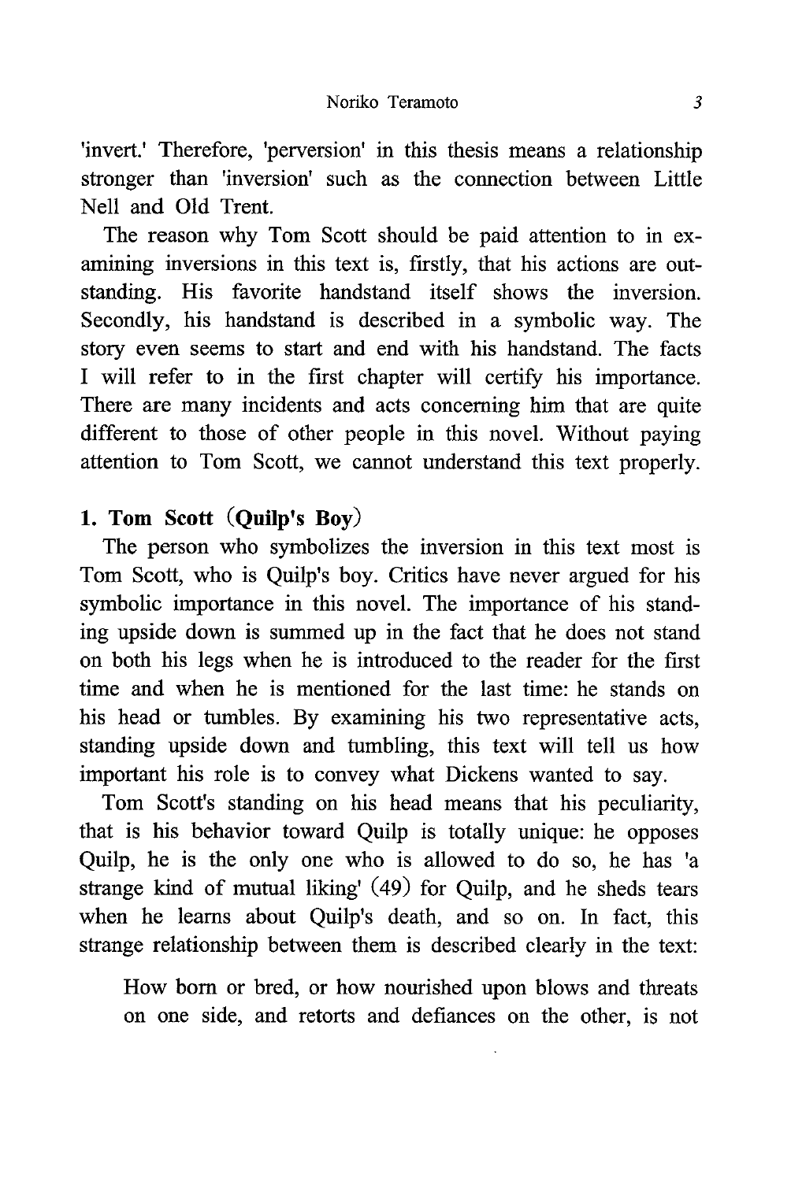'invert.' Therefore, 'perversion' in this thesis means a relationship stronger than 'inversion' such as the connection between Little Nell and Old Trent.

The reason why Tom Scott should be paid attention to in examining inversions in this text is, firstly, that his actions are outstanding. His favorite handstand itself shows the inversion. Secondly, his handstand is described in a symbolic way. The story even seems to start and end with his handstand. The facts I will refer to in the first chapter will certify his importance. There are many incidents and acts concerning him that are quite different to those of other people in this novel. Without paying attention to Tom Scott, we cannot understand this text properly.

## 1. Tom Scott (Quilp's Boy)

The person who symbolizes the inversion in this text most is Tom Scott, who is Quilp's boy. Critics have never argued for his symbolic importance in this novel. The importance of his standing upside down is summed up in the fact that he does not stand on both his legs when he is introduced to the reader for the first time and when he is mentioned for the last time: he stands on his head or tumbles. By examining his two representative acts, standing upside down and tumbling, this text will tell us how important his role is to convey what Dickens wanted to say.

Tom Scott's standing on his head means that his peculiarity, that is his behavior toward Quilp is totally unique: he opposes Quilp, he is the only one who is allowed to do so, he has 'a strange kind of mutual liking' (49) for Quilp, and he sheds tears when he learns about Quilp's death, and so on. In fact, this strange relationship between them is described clearly in the text:

> How born or bred, or how nourished upon blows and threats on one side, and retorts and defiances on the other, is not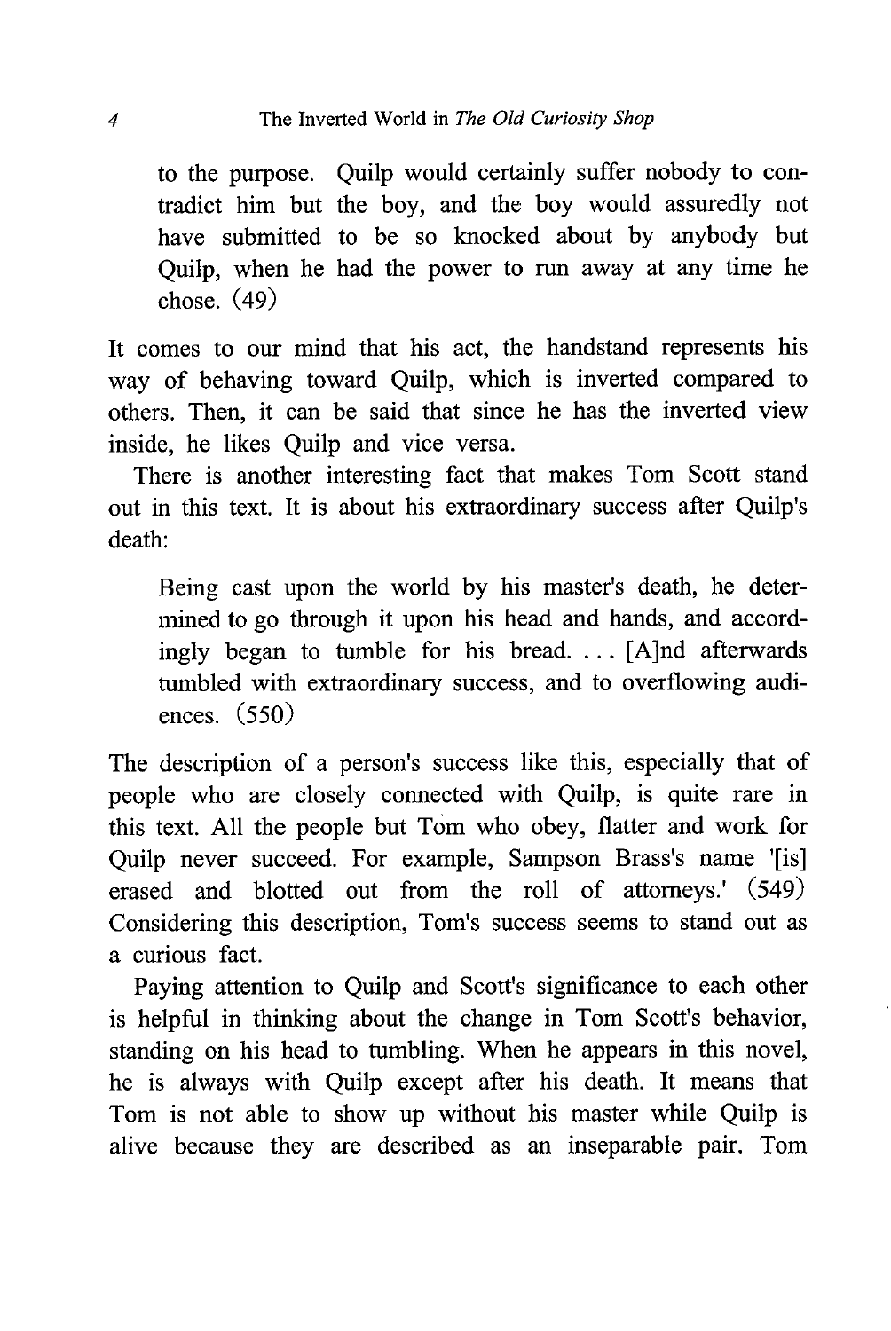> to the purpose. Quilp would certainly suffer nobody to contradict him but the boy, and the boy would assuredly not have submitted to be so knocked about by anybody but Quilp, when he had the power to run away at any time he chose. (49)

It comes to our mind that his act, the handstand represents his way of behaving toward Quilp, which is inverted compared to others. Then, it can be said that since he has the inverted view inside, he likes Quilp and vice versa.

There is another interesting fact that makes Tom Scott stand out in this text. It is about his extraordinary success after Quilp's death:

> Being cast upon the world by his master's death, he determined to go through it upon his head and hands, and accordingly began to tumble for his bread. . . . [A]nd afterwards tumbled with extraordinary success, and to overflowing audiences. (550)

The description of a person's success like this, especially that of people who are closely connected with Quilp, is quite rare in this text. All the people but Tom who obey, flatter and work for Quilp never succeed. For example, Sampson Brass's name '[is] erased and blotted out from the roll of attorneys.' (549) Considering this description, Tom's success seems to stand out as a curious fact.

Paying attention to Quilp and Scott's significance to each other is helpful in thinking about the change in Tom Scott's behavior, standing on his head to tumbling. When he appears in this novel, he is always with Quilp except after his death. It means that Tom is not able to show up without his master while Quilp is alive because they are described as an inseparable pair. Tom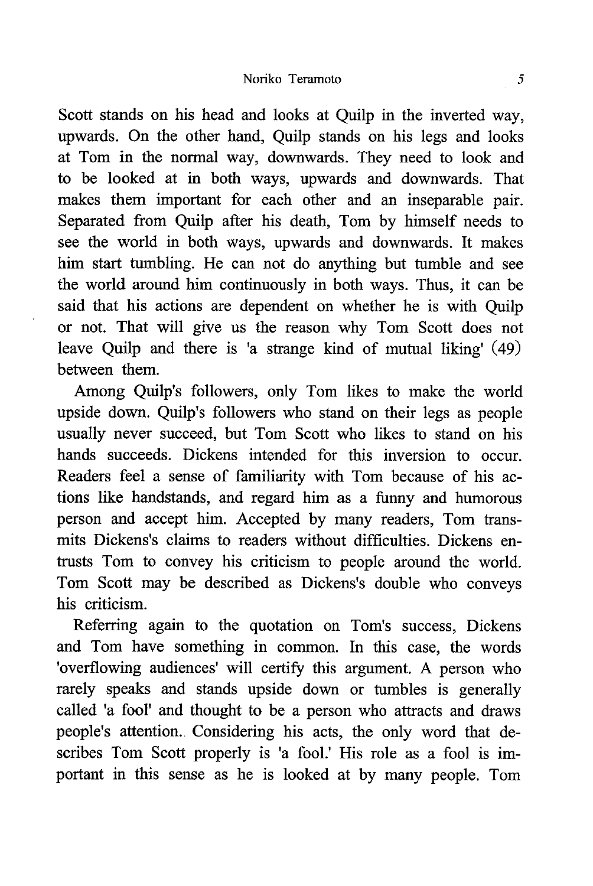Scott stands on his head and looks at Quilp in the inverted way, upwards. On the other hand, Quilp stands on his legs and looks at Tom in the normal way, downwards. They need to look and to be looked at in both ways, upwards and downwards. That makes them important for each other and an inseparable pair. Separated from Quilp after his death, Tom by himself needs to see the world in both ways, upwards and downwards. It makes him start tumbling. He can not do anything but tumble and see the world around him continuously in both ways. Thus, it can be said that his actions are dependent on whether he is with Quilp or not. That will give us the reason why Tom Scott does not leave Quilp and there is 'a strange kind of mutual liking' (49) between them.

Among Quilp's followers, only Tom likes to make the world upside down. Quilp's followers who stand on their legs as people usually never succeed, but Tom Scott who likes to stand on his hands succeeds. Dickens intended for this inversion to occur. Readers feel a sense of familiarity with Tom because of his actions like handstands, and regard him as a funny and humorous person and accept him. Accepted by many readers, Tom transmits Dickens's claims to readers without difficulties. Dickens entrusts Tom to convey his criticism to people around the world. Tom Scott may be described as Dickens's double who conveys his criticism.

Referring again to the quotation on Tom's success, Dickens and Tom have something in common. In this case, the words 'overflowing audiences' will certify this argument. A person who rarely speaks and stands upside down or tumbles is generally called 'a fool' and thought to be a person who attracts and draws people's attention. Considering his acts, the only word that describes Tom Scott properly is 'a fool.' His role as a fool is important in this sense as he is looked at by many people. Tom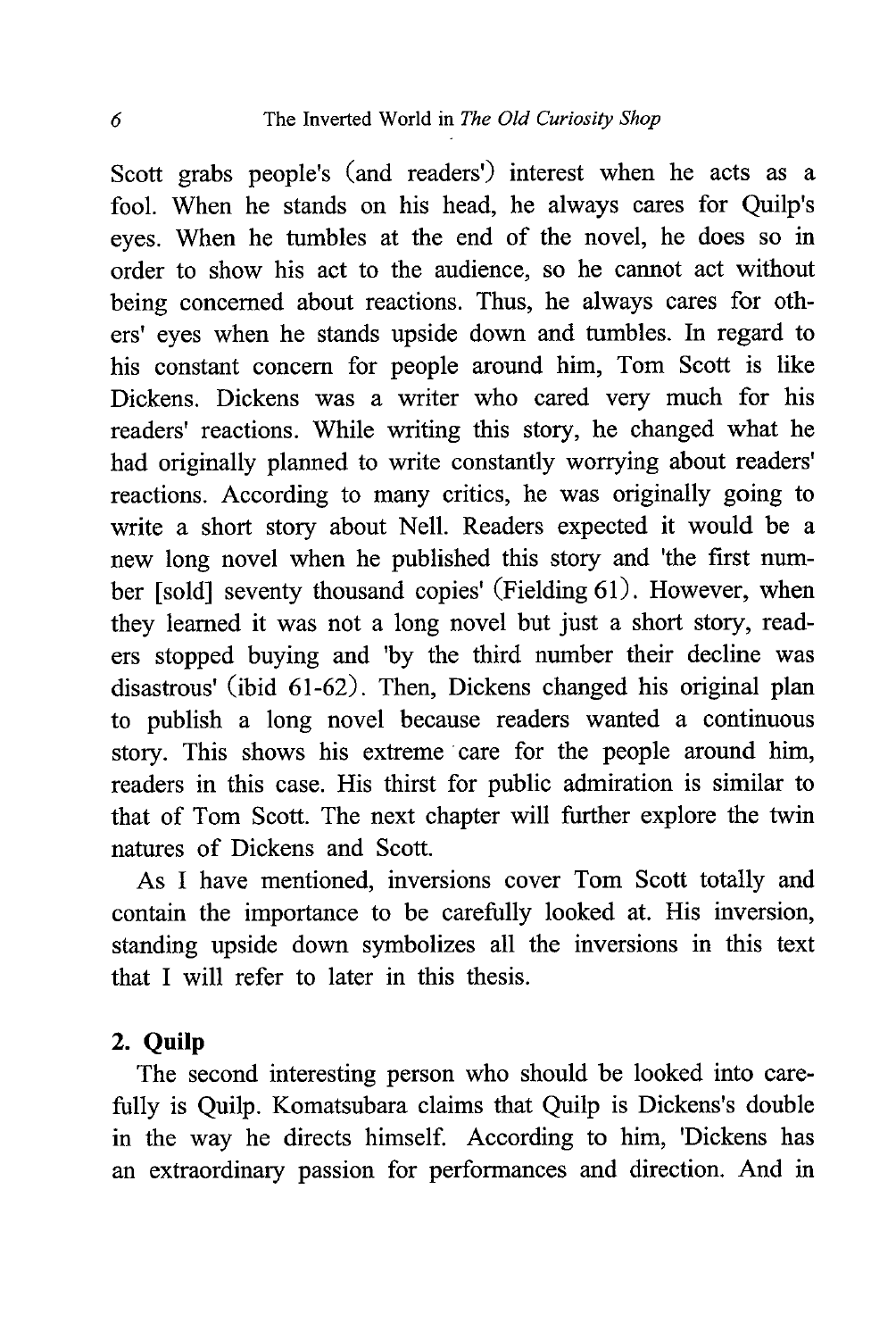Scott grabs people's (and readers') interest when he acts as a fool. When he stands on his head, he always cares for Quilp's eyes. When he tumbles at the end of the novel, he does so in order to show his act to the audience, so he cannot act without being concerned about reactions. Thus, he always cares for others' eyes when he stands upside down and tumbles. In regard to his constant concern for people around him, Tom Scott is like Dickens. Dickens was a writer who cared very much for his readers' reactions. While writing this story, he changed what he had originally planned to write constantly worrying about readers' reactions. According to many critics, he was originally going to write a short story about Nell. Readers expected it would be a new long novel when he published this story and 'the first number [sold] seventy thousand copies' (Fielding 61). However, when they learned it was not a long novel but just a short story, readers stopped buying and 'by the third number their decline was disastrous' (ibid 61-62). Then, Dickens changed his original plan to publish a long novel because readers wanted a continuous story. This shows his extreme care for the people around him, readers in this case. His thirst for public admiration is similar to that of Tom Scott. The next chapter will further explore the twin natures of Dickens and Scott.

As I have mentioned, inversions cover Tom Scott totally and contain the importance to be carefully looked at. His inversion, standing upside down symbolizes all the inversions in this text that I will refer to later in this thesis.

## 2. Quilp

The second interesting person who should be looked into carefully is Quilp. Komatsubara claims that Quilp is Dickens's double in the way he directs himself. According to him, 'Dickens has an extraordinary passion for performances and direction. And in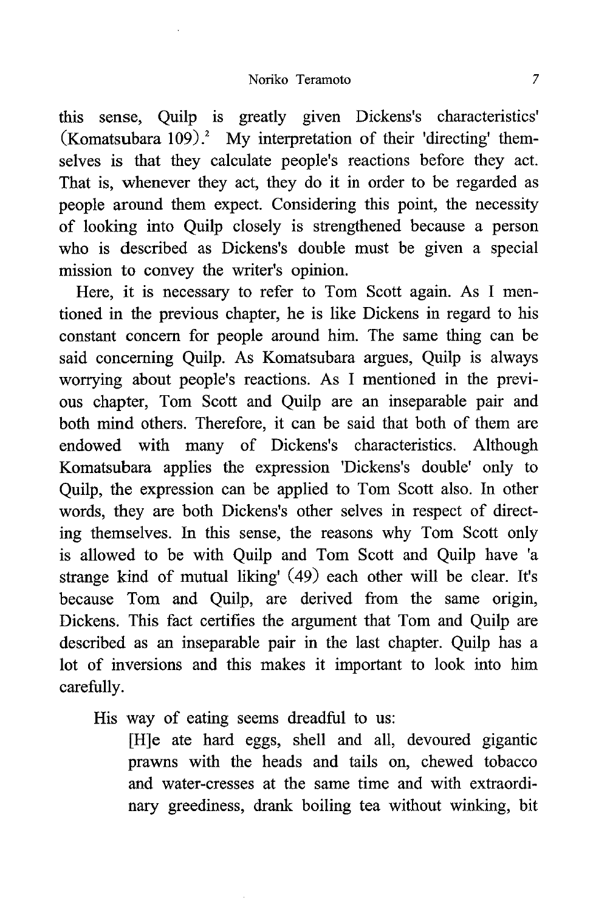this sense, Quilp is greatly given Dickens's characteristics' (Komatsubara 109).[2] My interpretation of their 'directing' themselves is that they calculate people's reactions before they act. That is, whenever they act, they do it in order to be regarded as people around them expect. Considering this point, the necessity of looking into Quilp closely is strengthened because a person who is described as Dickens's double must be given a special mission to convey the writer's opinion.

Here, it is necessary to refer to Tom Scott again. As I mentioned in the previous chapter, he is like Dickens in regard to his constant concern for people around him. The same thing can be said concerning Quilp. As Komatsubara argues, Quilp is always worrying about people's reactions. As I mentioned in the previous chapter, Tom Scott and Quilp are an inseparable pair and both mind others. Therefore, it can be said that both of them are endowed with many of Dickens's characteristics. Although Komatsubara applies the expression 'Dickens's double' only to Quilp, the expression can be applied to Tom Scott also. In other words, they are both Dickens's other selves in respect of directing themselves. In this sense, the reasons why Tom Scott only is allowed to be with Quilp and Tom Scott and Quilp have 'a strange kind of mutual liking' (49) each other will be clear. It's because Tom and Quilp, are derived from the same origin, Dickens. This fact certifies the argument that Tom and Quilp are described as an inseparable pair in the last chapter. Quilp has a lot of inversions and this makes it important to look into him carefully.

His way of eating seems dreadful to us:

> [H]e ate hard eggs, shell and all, devoured gigantic prawns with the heads and tails on, chewed tobacco and water-cresses at the same time and with extraordinary greediness, drank boiling tea without winking, bit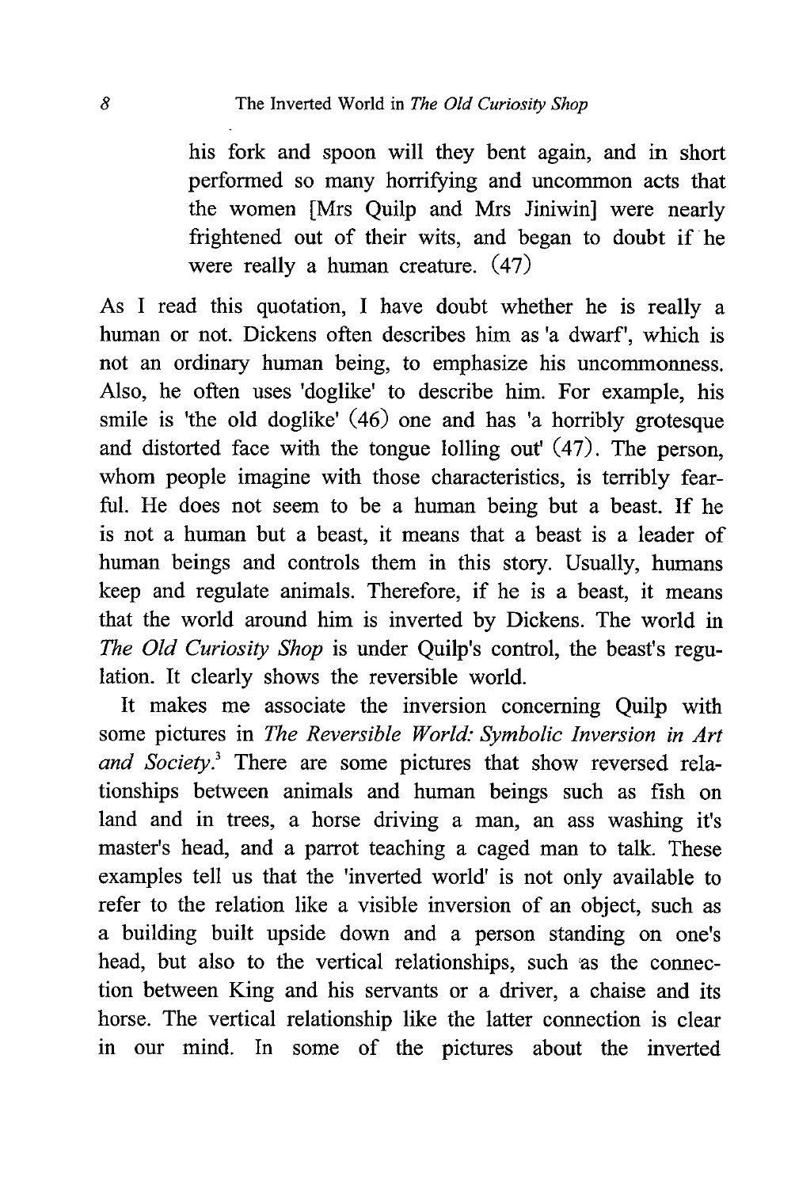> his fork and spoon will they bent again, and in short performed so many horrifying and uncommon acts that the women [Mrs Quilp and Mrs Jiniwin] were nearly frightened out of their wits, and began to doubt if he were really a human creature. (47)

As I read this quotation, I have doubt whether he is really a human or not. Dickens often describes him as 'a dwarf', which is not an ordinary human being, to emphasize his uncommonness. Also, he often uses 'doglike' to describe him. For example, his smile is 'the old doglike' (46) one and has 'a horribly grotesque and distorted face with the tongue lolling out' (47). The person, whom people imagine with those characteristics, is terribly fearful. He does not seem to be a human being but a beast. If he is not a human but a beast, it means that a beast is a leader of human beings and controls them in this story. Usually, humans keep and regulate animals. Therefore, if he is a beast, it means that the world around him is inverted by Dickens. The world in *The Old Curiosity Shop* is under Quilp's control, the beast's regulation. It clearly shows the reversible world.

It makes me associate the inversion concerning Quilp with some pictures in *The Reversible World: Symbolic Inversion in Art and Society*.[3] There are some pictures that show reversed relationships between animals and human beings such as fish on land and in trees, a horse driving a man, an ass washing it's master's head, and a parrot teaching a caged man to talk. These examples tell us that the 'inverted world' is not only available to refer to the relation like a visible inversion of an object, such as a building built upside down and a person standing on one's head, but also to the vertical relationships, such as the connection between King and his servants or a driver, a chaise and its horse. The vertical relationship like the latter connection is clear in our mind. In some of the pictures about the inverted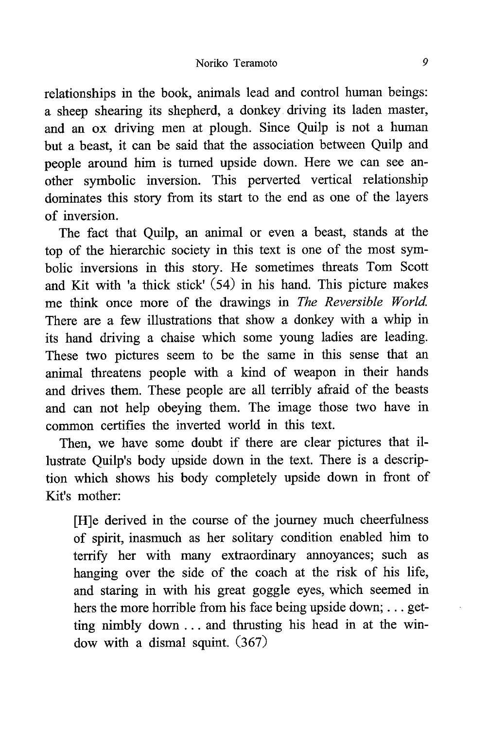relationships in the book, animals lead and control human beings: a sheep shearing its shepherd, a donkey driving its laden master, and an ox driving men at plough. Since Quilp is not a human but a beast, it can be said that the association between Quilp and people around him is turned upside down. Here we can see another symbolic inversion. This perverted vertical relationship dominates this story from its start to the end as one of the layers of inversion.

The fact that Quilp, an animal or even a beast, stands at the top of the hierarchic society in this text is one of the most symbolic inversions in this story. He sometimes threats Tom Scott and Kit with 'a thick stick' (54) in his hand. This picture makes me think once more of the drawings in *The Reversible World.* There are a few illustrations that show a donkey with a whip in its hand driving a chaise which some young ladies are leading. These two pictures seem to be the same in this sense that an animal threatens people with a kind of weapon in their hands and drives them. These people are all terribly afraid of the beasts and can not help obeying them. The image those two have in common certifies the inverted world in this text.

Then, we have some doubt if there are clear pictures that illustrate Quilp's body upside down in the text. There is a description which shows his body completely upside down in front of Kit's mother:

> [H]e derived in the course of the journey much cheerfulness of spirit, inasmuch as her solitary condition enabled him to terrify her with many extraordinary annoyances; such as hanging over the side of the coach at the risk of his life, and staring in with his great goggle eyes, which seemed in hers the more horrible from his face being upside down; . . . getting nimbly down . . . and thrusting his head in at the window with a dismal squint. (367)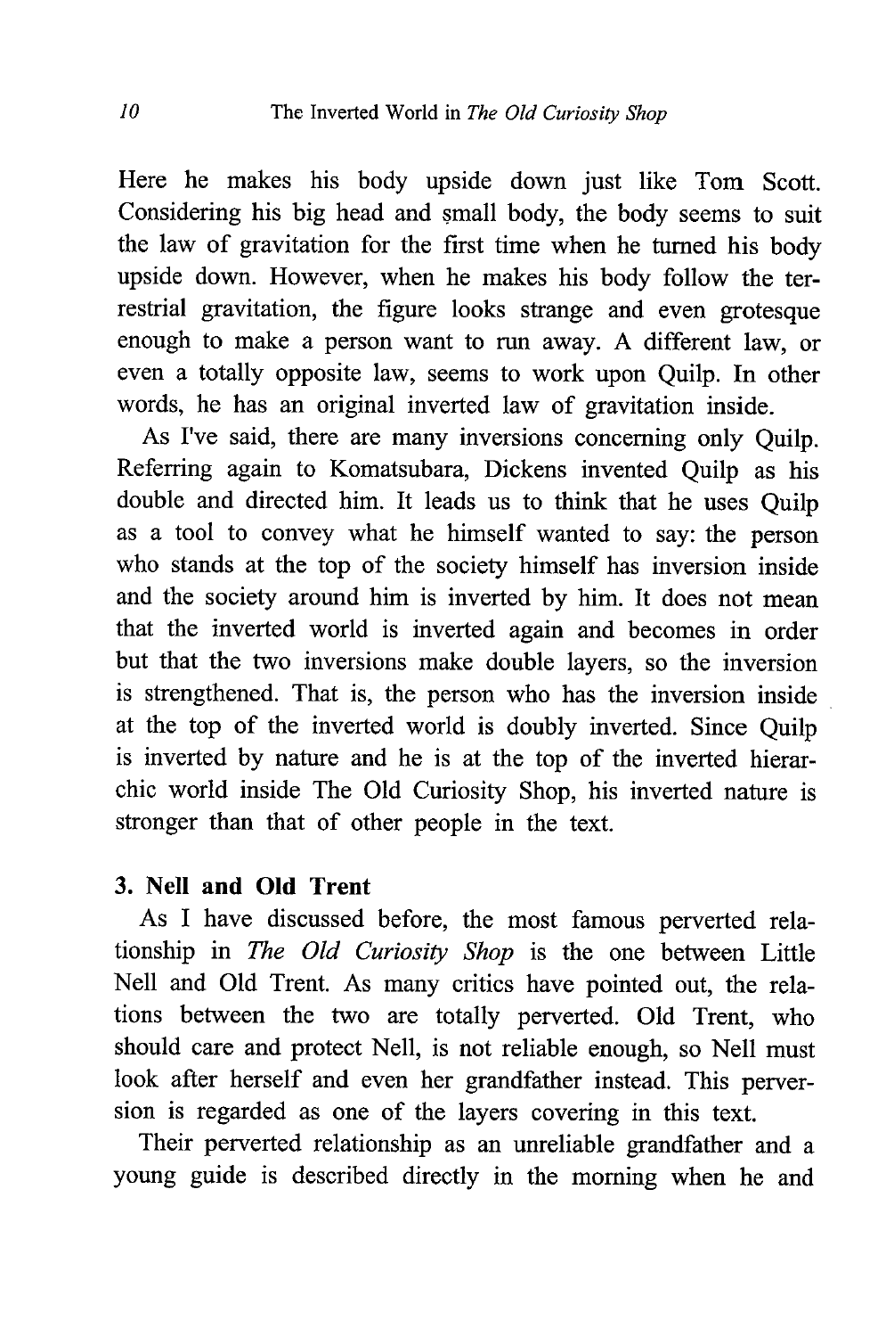Here he makes his body upside down just like Tom Scott. Considering his big head and small body, the body seems to suit the law of gravitation for the first time when he turned his body upside down. However, when he makes his body follow the terrestrial gravitation, the figure looks strange and even grotesque enough to make a person want to run away. A different law, or even a totally opposite law, seems to work upon Quilp. In other words, he has an original inverted law of gravitation inside.

As I've said, there are many inversions concerning only Quilp. Referring again to Komatsubara, Dickens invented Quilp as his double and directed him. It leads us to think that he uses Quilp as a tool to convey what he himself wanted to say: the person who stands at the top of the society himself has inversion inside and the society around him is inverted by him. It does not mean that the inverted world is inverted again and becomes in order but that the two inversions make double layers, so the inversion is strengthened. That is, the person who has the inversion inside at the top of the inverted world is doubly inverted. Since Quilp is inverted by nature and he is at the top of the inverted hierarchic world inside The Old Curiosity Shop, his inverted nature is stronger than that of other people in the text.

### 3. Nell and Old Trent

As I have discussed before, the most famous perverted relationship in *The Old Curiosity Shop* is the one between Little Nell and Old Trent. As many critics have pointed out, the relations between the two are totally perverted. Old Trent, who should care and protect Nell, is not reliable enough, so Nell must look after herself and even her grandfather instead. This perversion is regarded as one of the layers covering in this text.

Their perverted relationship as an unreliable grandfather and a young guide is described directly in the morning when he and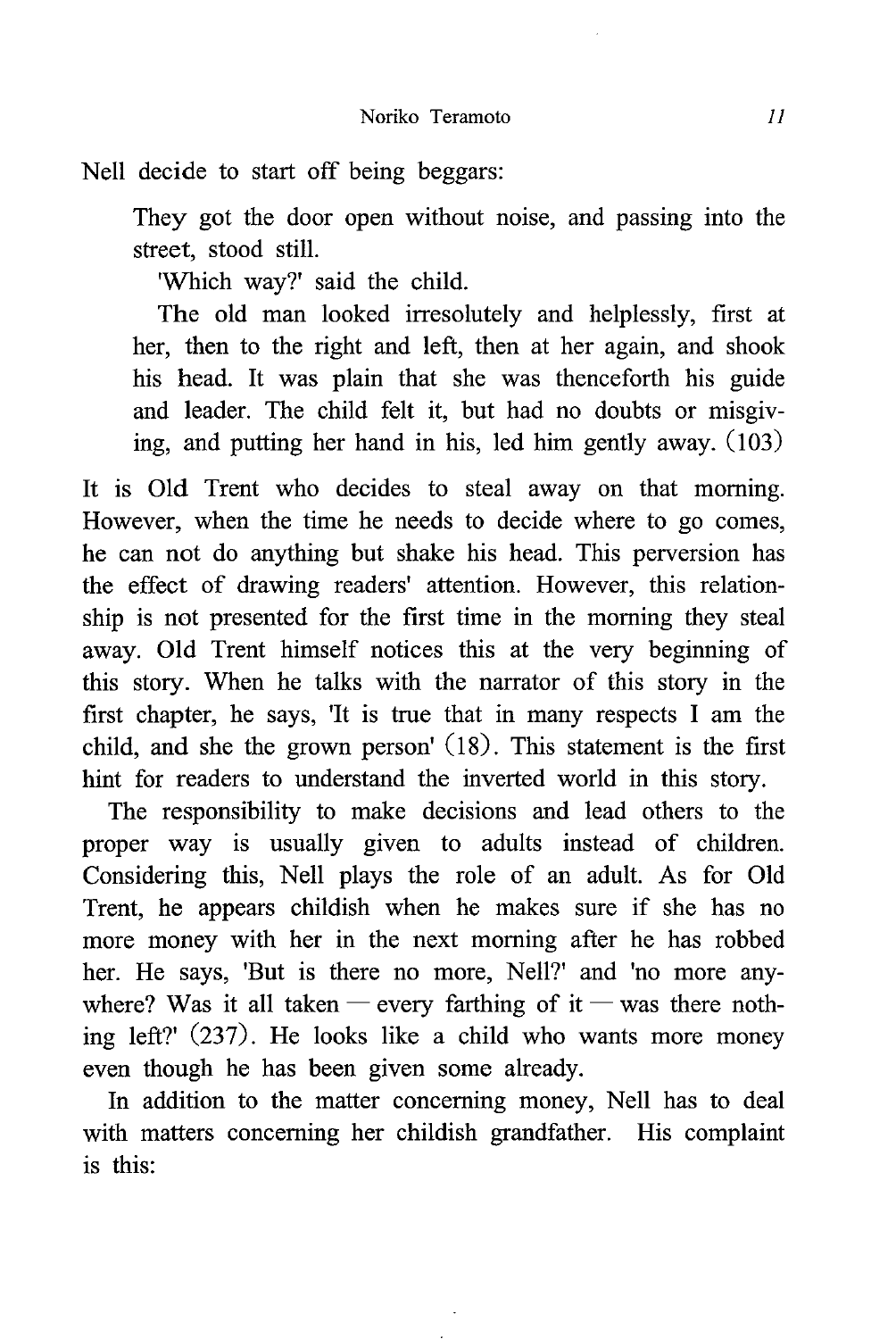Nell decide to start off being beggars:

> They got the door open without noise, and passing into the street, stood still.
>
> 'Which way?' said the child.
>
> The old man looked irresolutely and helplessly, first at her, then to the right and left, then at her again, and shook his head. It was plain that she was thenceforth his guide and leader. The child felt it, but had no doubts or misgiving, and putting her hand in his, led him gently away. (103)

It is Old Trent who decides to steal away on that morning. However, when the time he needs to decide where to go comes, he can not do anything but shake his head. This perversion has the effect of drawing readers' attention. However, this relationship is not presented for the first time in the morning they steal away. Old Trent himself notices this at the very beginning of this story. When he talks with the narrator of this story in the first chapter, he says, 'It is true that in many respects I am the child, and she the grown person' (18). This statement is the first hint for readers to understand the inverted world in this story.

The responsibility to make decisions and lead others to the proper way is usually given to adults instead of children. Considering this, Nell plays the role of an adult. As for Old Trent, he appears childish when he makes sure if she has no more money with her in the next morning after he has robbed her. He says, 'But is there no more, Nell?' and 'no more anywhere? Was it all taken — every farthing of it — was there nothing left?' (237). He looks like a child who wants more money even though he has been given some already.

In addition to the matter concerning money, Nell has to deal with matters concerning her childish grandfather. His complaint is this: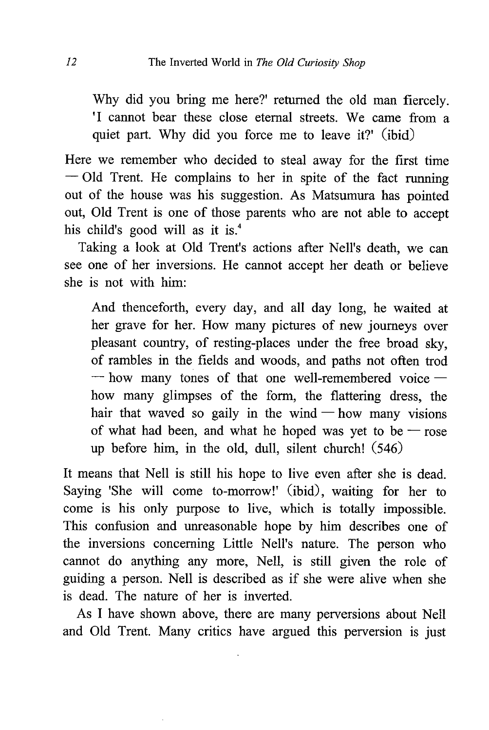> Why did you bring me here?' returned the old man fiercely. 'I cannot bear these close eternal streets. We came from a quiet part. Why did you force me to leave it?' (ibid)

Here we remember who decided to steal away for the first time — Old Trent. He complains to her in spite of the fact running out of the house was his suggestion. As Matsumura has pointed out, Old Trent is one of those parents who are not able to accept his child's good will as it is.[4]

Taking a look at Old Trent's actions after Nell's death, we can see one of her inversions. He cannot accept her death or believe she is not with him:

> And thenceforth, every day, and all day long, he waited at her grave for her. How many pictures of new journeys over pleasant country, of resting-places under the free broad sky, of rambles in the fields and woods, and paths not often trod — how many tones of that one well-remembered voice — how many glimpses of the form, the flattering dress, the hair that waved so gaily in the wind — how many visions of what had been, and what he hoped was yet to be — rose up before him, in the old, dull, silent church! (546)

It means that Nell is still his hope to live even after she is dead. Saying 'She will come to-morrow!' (ibid), waiting for her to come is his only purpose to live, which is totally impossible. This confusion and unreasonable hope by him describes one of the inversions concerning Little Nell's nature. The person who cannot do anything any more, Nell, is still given the role of guiding a person. Nell is described as if she were alive when she is dead. The nature of her is inverted.

As I have shown above, there are many perversions about Nell and Old Trent. Many critics have argued this perversion is just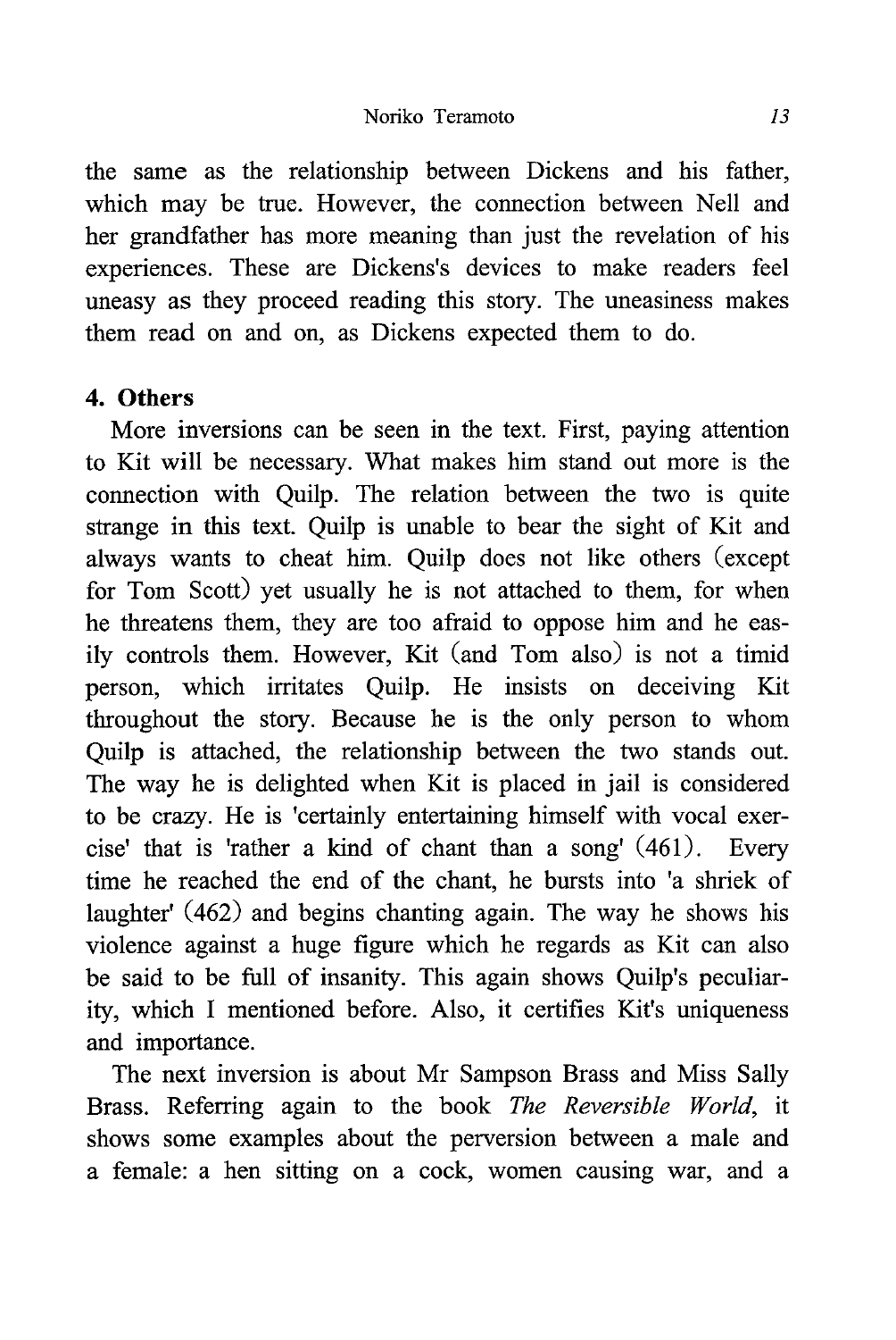the same as the relationship between Dickens and his father, which may be true. However, the connection between Nell and her grandfather has more meaning than just the revelation of his experiences. These are Dickens's devices to make readers feel uneasy as they proceed reading this story. The uneasiness makes them read on and on, as Dickens expected them to do.

## 4. Others

More inversions can be seen in the text. First, paying attention to Kit will be necessary. What makes him stand out more is the connection with Quilp. The relation between the two is quite strange in this text. Quilp is unable to bear the sight of Kit and always wants to cheat him. Quilp does not like others (except for Tom Scott) yet usually he is not attached to them, for when he threatens them, they are too afraid to oppose him and he easily controls them. However, Kit (and Tom also) is not a timid person, which irritates Quilp. He insists on deceiving Kit throughout the story. Because he is the only person to whom Quilp is attached, the relationship between the two stands out. The way he is delighted when Kit is placed in jail is considered to be crazy. He is 'certainly entertaining himself with vocal exercise' that is 'rather a kind of chant than a song' (461). Every time he reached the end of the chant, he bursts into 'a shriek of laughter' (462) and begins chanting again. The way he shows his violence against a huge figure which he regards as Kit can also be said to be full of insanity. This again shows Quilp's peculiarity, which I mentioned before. Also, it certifies Kit's uniqueness and importance.

The next inversion is about Mr Sampson Brass and Miss Sally Brass. Referring again to the book *The Reversible World*, it shows some examples about the perversion between a male and a female: a hen sitting on a cock, women causing war, and a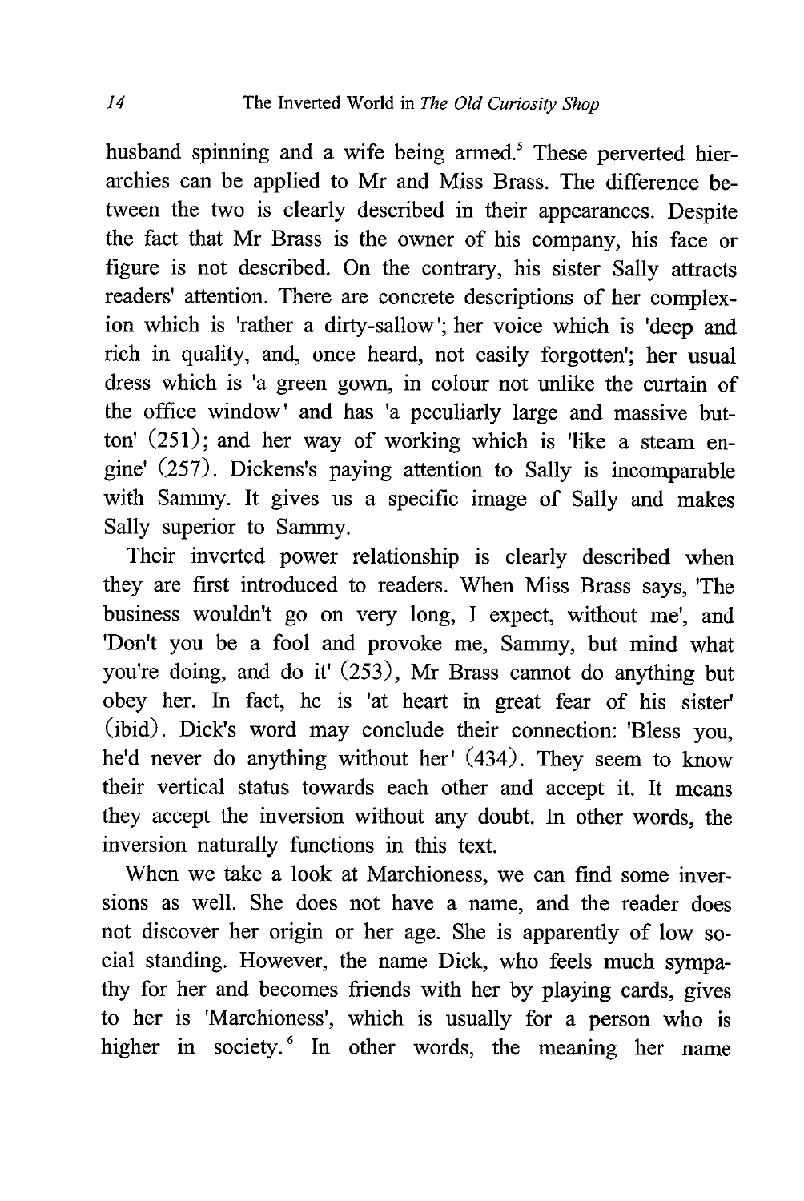husband spinning and a wife being armed.[5] These perverted hierarchies can be applied to Mr and Miss Brass. The difference between the two is clearly described in their appearances. Despite the fact that Mr Brass is the owner of his company, his face or figure is not described. On the contrary, his sister Sally attracts readers' attention. There are concrete descriptions of her complexion which is 'rather a dirty-sallow'; her voice which is 'deep and rich in quality, and, once heard, not easily forgotten'; her usual dress which is 'a green gown, in colour not unlike the curtain of the office window' and has 'a peculiarly large and massive button' (251); and her way of working which is 'like a steam engine' (257). Dickens's paying attention to Sally is incomparable with Sammy. It gives us a specific image of Sally and makes Sally superior to Sammy.

Their inverted power relationship is clearly described when they are first introduced to readers. When Miss Brass says, 'The business wouldn't go on very long, I expect, without me', and 'Don't you be a fool and provoke me, Sammy, but mind what you're doing, and do it' (253), Mr Brass cannot do anything but obey her. In fact, he is 'at heart in great fear of his sister' (ibid). Dick's word may conclude their connection: 'Bless you, he'd never do anything without her' (434). They seem to know their vertical status towards each other and accept it. It means they accept the inversion without any doubt. In other words, the inversion naturally functions in this text.

When we take a look at Marchioness, we can find some inversions as well. She does not have a name, and the reader does not discover her origin or her age. She is apparently of low social standing. However, the name Dick, who feels much sympathy for her and becomes friends with her by playing cards, gives to her is 'Marchioness', which is usually for a person who is higher in society.[6] In other words, the meaning her name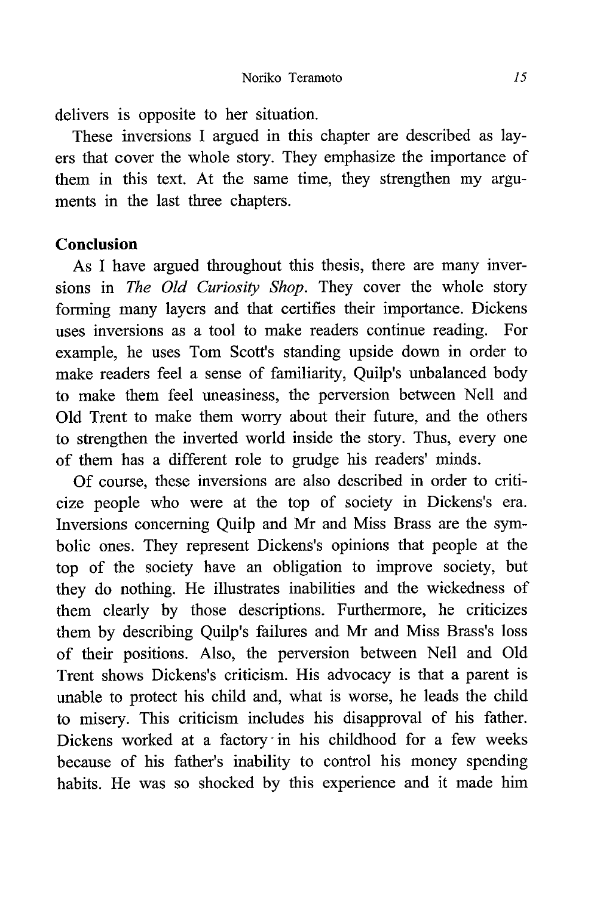delivers is opposite to her situation.

These inversions I argued in this chapter are described as layers that cover the whole story. They emphasize the importance of them in this text. At the same time, they strengthen my arguments in the last three chapters.

**Conclusion**

As I have argued throughout this thesis, there are many inversions in *The Old Curiosity Shop*. They cover the whole story forming many layers and that certifies their importance. Dickens uses inversions as a tool to make readers continue reading. For example, he uses Tom Scott's standing upside down in order to make readers feel a sense of familiarity, Quilp's unbalanced body to make them feel uneasiness, the perversion between Nell and Old Trent to make them worry about their future, and the others to strengthen the inverted world inside the story. Thus, every one of them has a different role to grudge his readers' minds.

Of course, these inversions are also described in order to criticize people who were at the top of society in Dickens's era. Inversions concerning Quilp and Mr and Miss Brass are the symbolic ones. They represent Dickens's opinions that people at the top of the society have an obligation to improve society, but they do nothing. He illustrates inabilities and the wickedness of them clearly by those descriptions. Furthermore, he criticizes them by describing Quilp's failures and Mr and Miss Brass's loss of their positions. Also, the perversion between Nell and Old Trent shows Dickens's criticism. His advocacy is that a parent is unable to protect his child and, what is worse, he leads the child to misery. This criticism includes his disapproval of his father. Dickens worked at a factory in his childhood for a few weeks because of his father's inability to control his money spending habits. He was so shocked by this experience and it made him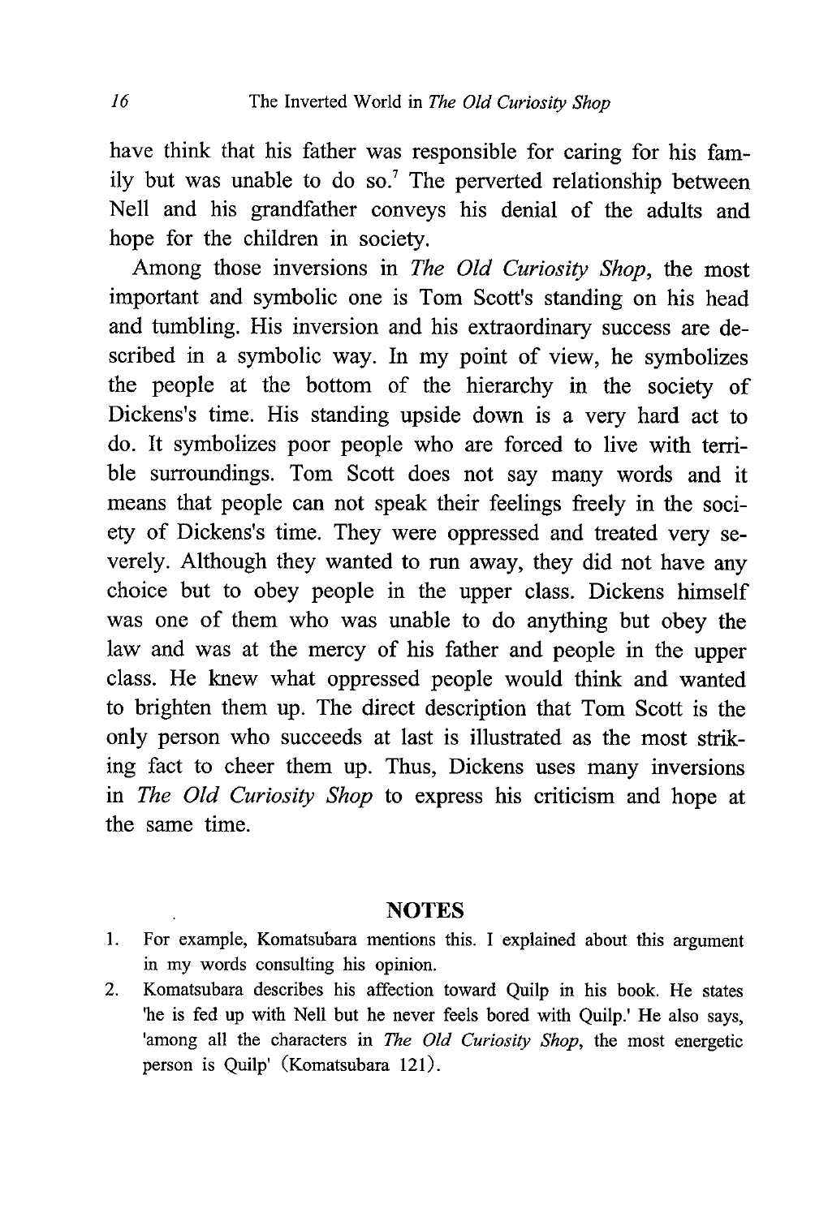have think that his father was responsible for caring for his family but was unable to do so.[7] The perverted relationship between Nell and his grandfather conveys his denial of the adults and hope for the children in society.

Among those inversions in *The Old Curiosity Shop*, the most important and symbolic one is Tom Scott's standing on his head and tumbling. His inversion and his extraordinary success are described in a symbolic way. In my point of view, he symbolizes the people at the bottom of the hierarchy in the society of Dickens's time. His standing upside down is a very hard act to do. It symbolizes poor people who are forced to live with terrible surroundings. Tom Scott does not say many words and it means that people can not speak their feelings freely in the society of Dickens's time. They were oppressed and treated very severely. Although they wanted to run away, they did not have any choice but to obey people in the upper class. Dickens himself was one of them who was unable to do anything but obey the law and was at the mercy of his father and people in the upper class. He knew what oppressed people would think and wanted to brighten them up. The direct description that Tom Scott is the only person who succeeds at last is illustrated as the most striking fact to cheer them up. Thus, Dickens uses many inversions in *The Old Curiosity Shop* to express his criticism and hope at the same time.

## NOTES

1. For example, Komatsubara mentions this. I explained about this argument in my words consulting his opinion.
2. Komatsubara describes his affection toward Quilp in his book. He states 'he is fed up with Nell but he never feels bored with Quilp.' He also says, 'among all the characters in *The Old Curiosity Shop*, the most energetic person is Quilp' (Komatsubara 121).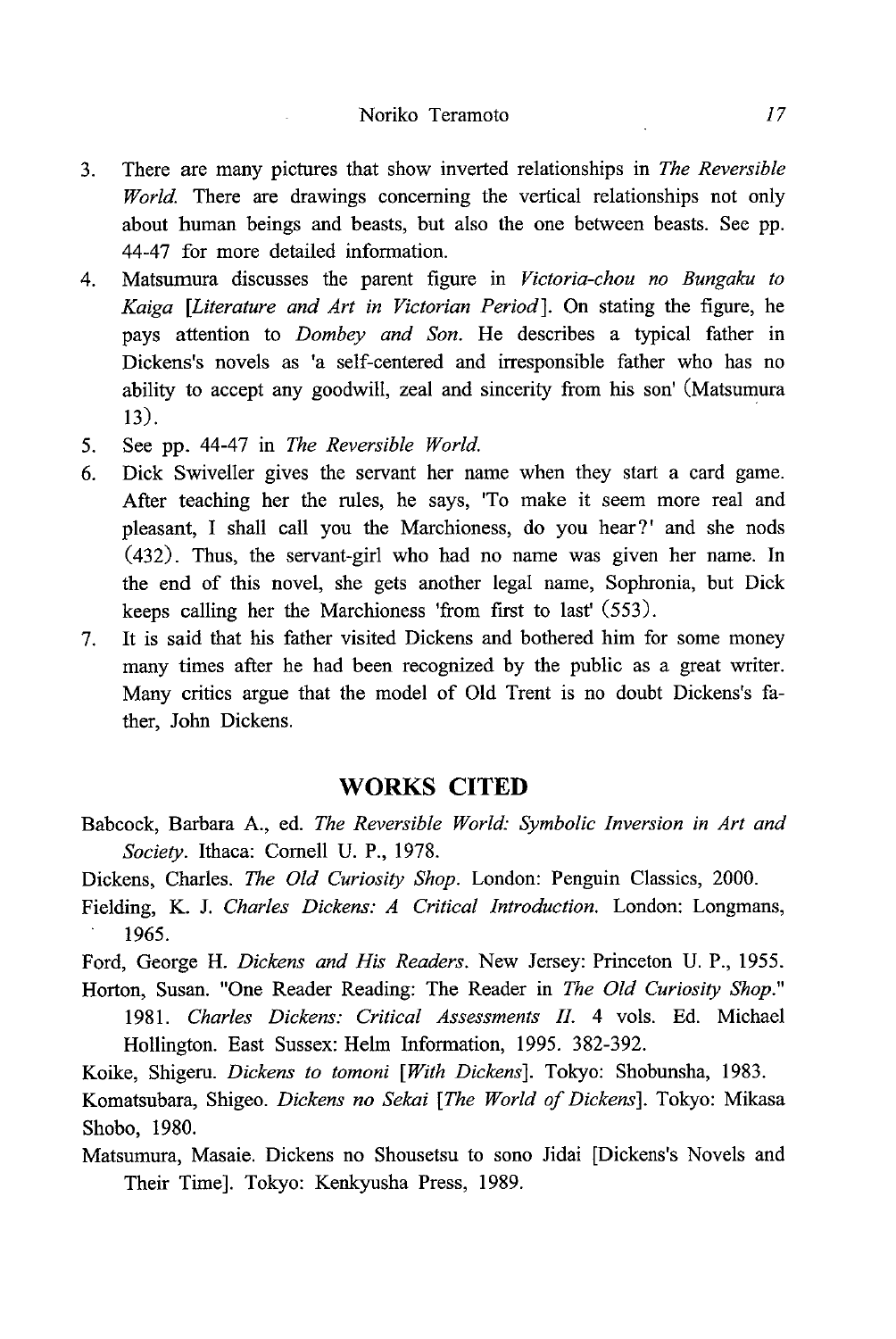3. There are many pictures that show inverted relationships in *The Reversible World.* There are drawings concerning the vertical relationships not only about human beings and beasts, but also the one between beasts. See pp. 44-47 for more detailed information.
4. Matsumura discusses the parent figure in *Victoria-chou no Bungaku to Kaiga* [*Literature and Art in Victorian Period*]. On stating the figure, he pays attention to *Dombey and Son.* He describes a typical father in Dickens's novels as 'a self-centered and irresponsible father who has no ability to accept any goodwill, zeal and sincerity from his son' (Matsumura 13).
5. See pp. 44-47 in *The Reversible World.*
6. Dick Swiveller gives the servant her name when they start a card game. After teaching her the rules, he says, 'To make it seem more real and pleasant, I shall call you the Marchioness, do you hear?' and she nods (432). Thus, the servant-girl who had no name was given her name. In the end of this novel, she gets another legal name, Sophronia, but Dick keeps calling her the Marchioness 'from first to last' (553).
7. It is said that his father visited Dickens and bothered him for some money many times after he had been recognized by the public as a great writer. Many critics argue that the model of Old Trent is no doubt Dickens's father, John Dickens.

## WORKS CITED

Babcock, Barbara A., ed. *The Reversible World: Symbolic Inversion in Art and Society.* Ithaca: Cornell U. P., 1978.

Dickens, Charles. *The Old Curiosity Shop.* London: Penguin Classics, 2000.

Fielding, K. J. *Charles Dickens: A Critical Introduction.* London: Longmans, 1965.

Ford, George H. *Dickens and His Readers.* New Jersey: Princeton U. P., 1955.

Horton, Susan. "One Reader Reading: The Reader in *The Old Curiosity Shop.*" 1981. *Charles Dickens: Critical Assessments II.* 4 vols. Ed. Michael Hollington. East Sussex: Helm Information, 1995. 382-392.

Koike, Shigeru. *Dickens to tomoni* [*With Dickens*]. Tokyo: Shobunsha, 1983.

Komatsubara, Shigeo. *Dickens no Sekai* [*The World of Dickens*]. Tokyo: Mikasa Shobo, 1980.

Matsumura, Masaie. Dickens no Shousetsu to sono Jidai [Dickens's Novels and Their Time]. Tokyo: Kenkyusha Press, 1989.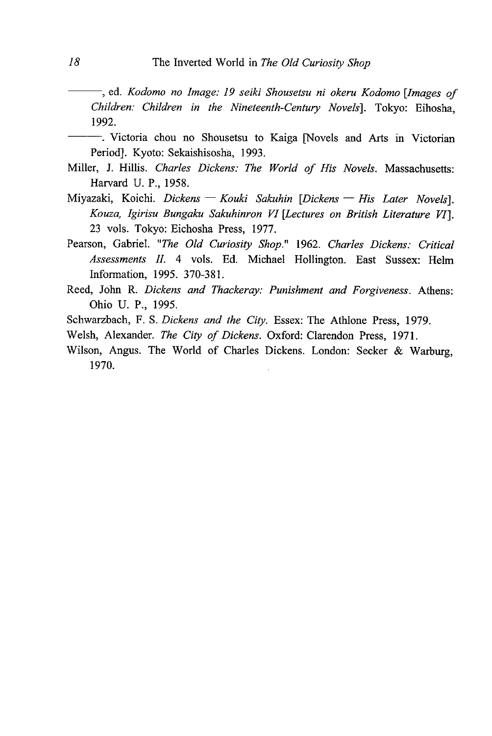———, ed. *Kodomo no Image: 19 seiki Shousetsu ni okeru Kodomo* [*Images of Children: Children in the Nineteenth-Century Novels*]. Tokyo: Eihosha, 1992.

———. Victoria chou no Shousetsu to Kaiga [Novels and Arts in Victorian Period]. Kyoto: Sekaishisosha, 1993.

Miller, J. Hillis. *Charles Dickens: The World of His Novels*. Massachusetts: Harvard U. P., 1958.

Miyazaki, Koichi. *Dickens — Kouki Sakuhin* [*Dickens — His Later Novels*]. *Kouza, Igirisu Bungaku Sakuhinron VI* [*Lectures on British Literature VI*]. 23 vols. Tokyo: Eichosha Press, 1977.

Pearson, Gabriel. "*The Old Curiosity Shop*." 1962. *Charles Dickens: Critical Assessments II*. 4 vols. Ed. Michael Hollington. East Sussex: Helm Information, 1995. 370-381.

Reed, John R. *Dickens and Thackeray: Punishment and Forgiveness*. Athens: Ohio U. P., 1995.

Schwarzbach, F. S. *Dickens and the City*. Essex: The Athlone Press, 1979.

Welsh, Alexander. *The City of Dickens*. Oxford: Clarendon Press, 1971.

Wilson, Angus. The World of Charles Dickens. London: Secker & Warburg, 1970.